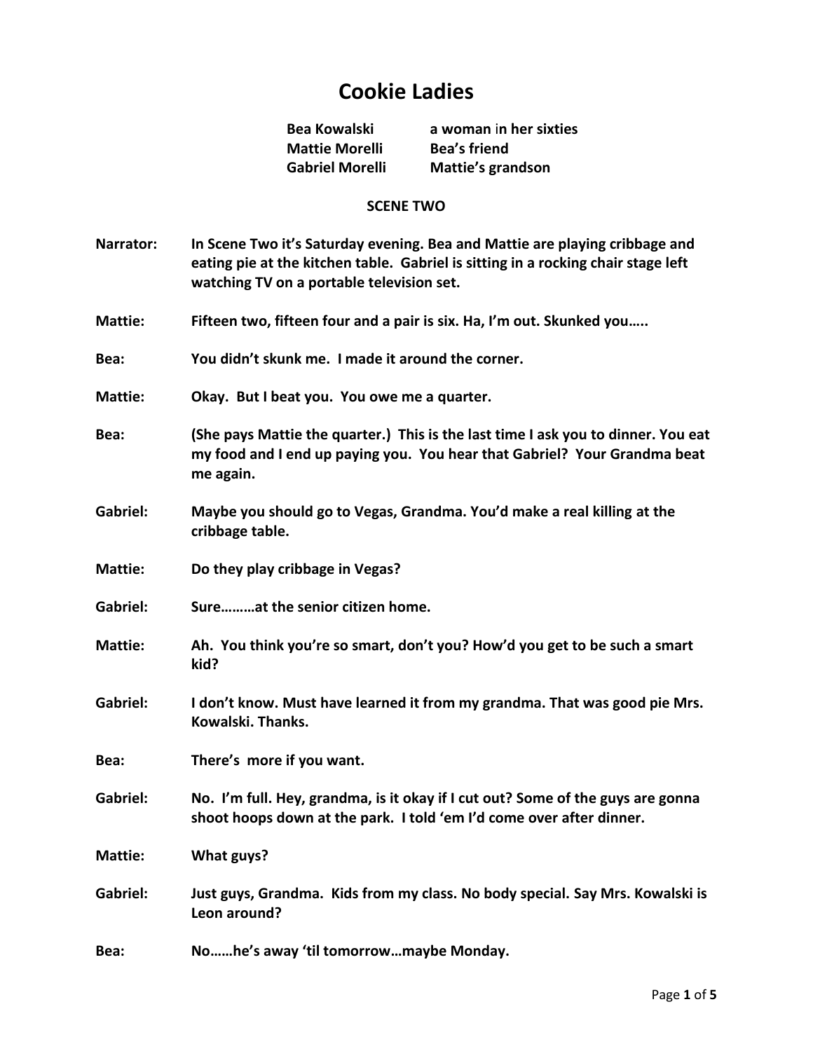# Cookie Ladies

**Bea Kowalski** — **a woman in her sixties**
**Mattie Morelli** — **Bea's friend**
**Gabriel Morelli** — **Mattie's grandson**

## SCENE TWO

**Narrator:** **In Scene Two it's Saturday evening. Bea and Mattie are playing cribbage and eating pie at the kitchen table. Gabriel is sitting in a rocking chair stage left watching TV on a portable television set.**

**Mattie:** **Fifteen two, fifteen four and a pair is six. Ha, I'm out. Skunked you…..**

**Bea:** **You didn't skunk me. I made it around the corner.**

**Mattie:** **Okay. But I beat you. You owe me a quarter.**

**Bea:** **(She pays Mattie the quarter.) This is the last time I ask you to dinner. You eat my food and I end up paying you. You hear that Gabriel? Your Grandma beat me again.**

**Gabriel:** **Maybe you should go to Vegas, Grandma. You'd make a real killing at the cribbage table.**

**Mattie:** **Do they play cribbage in Vegas?**

**Gabriel:** **Sure………at the senior citizen home.**

**Mattie:** **Ah. You think you're so smart, don't you? How'd you get to be such a smart kid?**

**Gabriel:** **I don't know. Must have learned it from my grandma. That was good pie Mrs. Kowalski. Thanks.**

**Bea:** **There's more if you want.**

**Gabriel:** **No. I'm full. Hey, grandma, is it okay if I cut out? Some of the guys are gonna shoot hoops down at the park. I told 'em I'd come over after dinner.**

**Mattie:** **What guys?**

**Gabriel:** **Just guys, Grandma. Kids from my class. No body special. Say Mrs. Kowalski is Leon around?**

**Bea:** **No……he's away 'til tomorrow…maybe Monday.**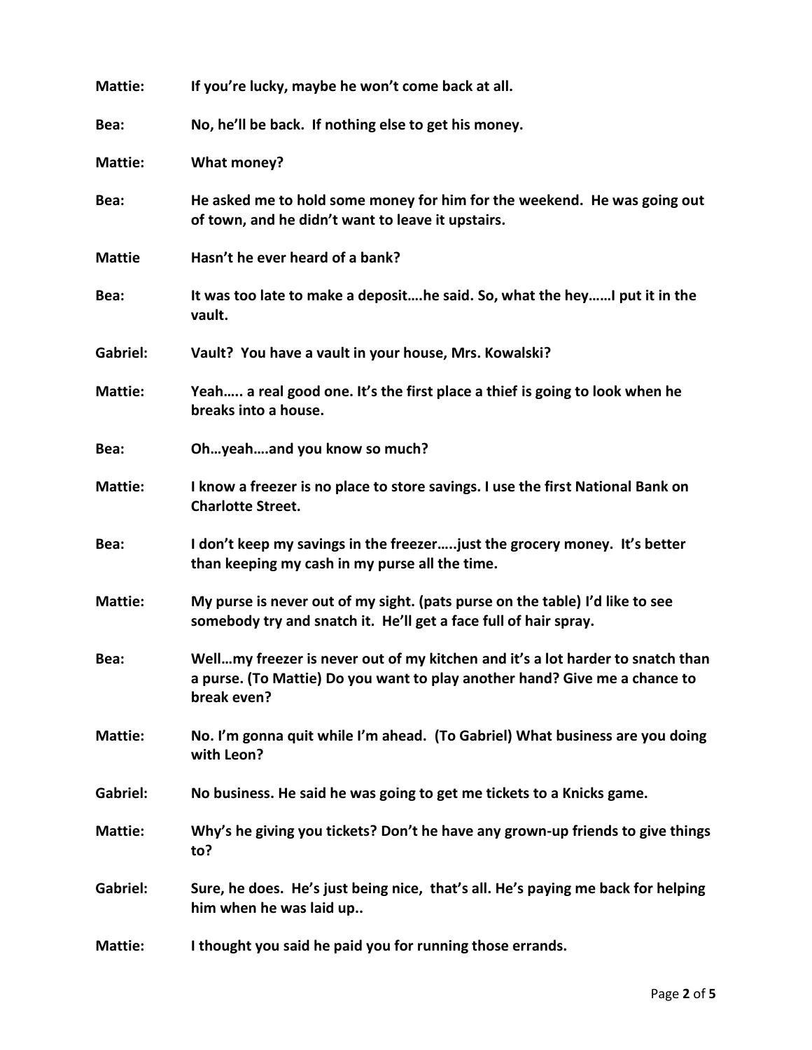**Mattie:** **If you're lucky, maybe he won't come back at all.**

**Bea:** **No, he'll be back. If nothing else to get his money.**

**Mattie:** **What money?**

**Bea:** **He asked me to hold some money for him for the weekend. He was going out of town, and he didn't want to leave it upstairs.**

**Mattie** **Hasn't he ever heard of a bank?**

**Bea:** **It was too late to make a deposit….he said. So, what the hey……I put it in the vault.**

**Gabriel:** **Vault? You have a vault in your house, Mrs. Kowalski?**

**Mattie:** **Yeah….. a real good one. It's the first place a thief is going to look when he breaks into a house.**

**Bea:** **Oh…yeah….and you know so much?**

**Mattie:** **I know a freezer is no place to store savings. I use the first National Bank on Charlotte Street.**

**Bea:** **I don't keep my savings in the freezer…..just the grocery money. It's better than keeping my cash in my purse all the time.**

**Mattie:** **My purse is never out of my sight. (pats purse on the table) I'd like to see somebody try and snatch it. He'll get a face full of hair spray.**

**Bea:** **Well…my freezer is never out of my kitchen and it's a lot harder to snatch than a purse. (To Mattie) Do you want to play another hand? Give me a chance to break even?**

**Mattie:** **No. I'm gonna quit while I'm ahead. (To Gabriel) What business are you doing with Leon?**

**Gabriel:** **No business. He said he was going to get me tickets to a Knicks game.**

**Mattie:** **Why's he giving you tickets? Don't he have any grown-up friends to give things to?**

**Gabriel:** **Sure, he does. He's just being nice, that's all. He's paying me back for helping him when he was laid up..**

**Mattie:** **I thought you said he paid you for running those errands.**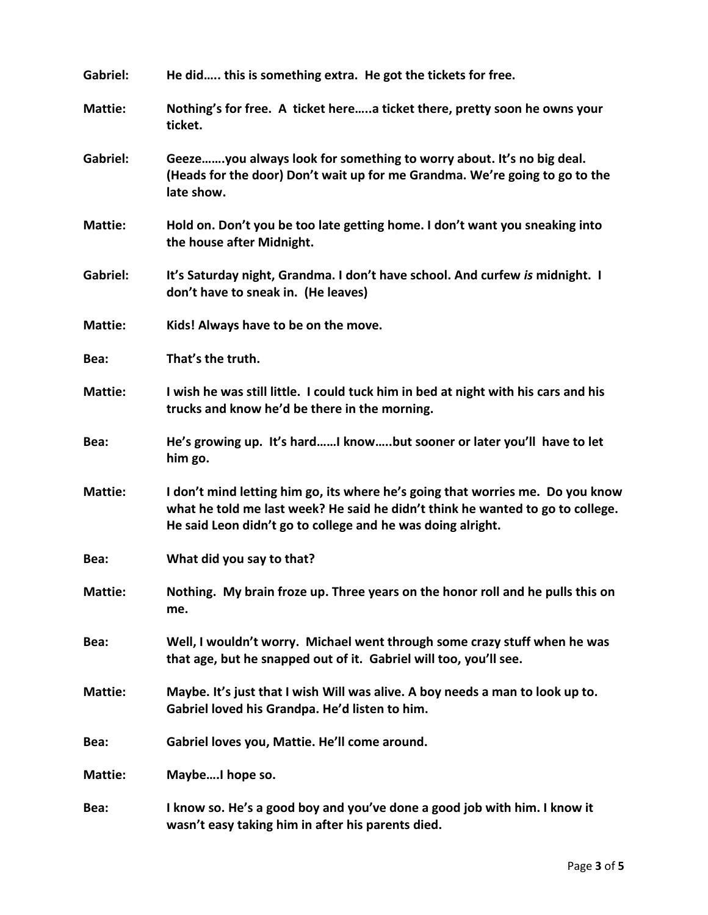**Gabriel:** **He did….. this is something extra. He got the tickets for free.**

**Mattie:** **Nothing's for free. A ticket here…..a ticket there, pretty soon he owns your ticket.**

**Gabriel:** **Geeze…….you always look for something to worry about. It's no big deal. (Heads for the door) Don't wait up for me Grandma. We're going to go to the late show.**

**Mattie:** **Hold on. Don't you be too late getting home. I don't want you sneaking into the house after Midnight.**

**Gabriel:** **It's Saturday night, Grandma. I don't have school. And curfew *is* midnight. I don't have to sneak in. (He leaves)**

**Mattie:** **Kids! Always have to be on the move.**

**Bea:** **That's the truth.**

**Mattie:** **I wish he was still little. I could tuck him in bed at night with his cars and his trucks and know he'd be there in the morning.**

**Bea:** **He's growing up. It's hard……I know…..but sooner or later you'll have to let him go.**

**Mattie:** **I don't mind letting him go, its where he's going that worries me. Do you know what he told me last week? He said he didn't think he wanted to go to college. He said Leon didn't go to college and he was doing alright.**

**Bea:** **What did you say to that?**

**Mattie:** **Nothing. My brain froze up. Three years on the honor roll and he pulls this on me.**

**Bea:** **Well, I wouldn't worry. Michael went through some crazy stuff when he was that age, but he snapped out of it. Gabriel will too, you'll see.**

**Mattie:** **Maybe. It's just that I wish Will was alive. A boy needs a man to look up to. Gabriel loved his Grandpa. He'd listen to him.**

**Bea:** **Gabriel loves you, Mattie. He'll come around.**

**Mattie:** **Maybe….I hope so.**

**Bea:** **I know so. He's a good boy and you've done a good job with him. I know it wasn't easy taking him in after his parents died.**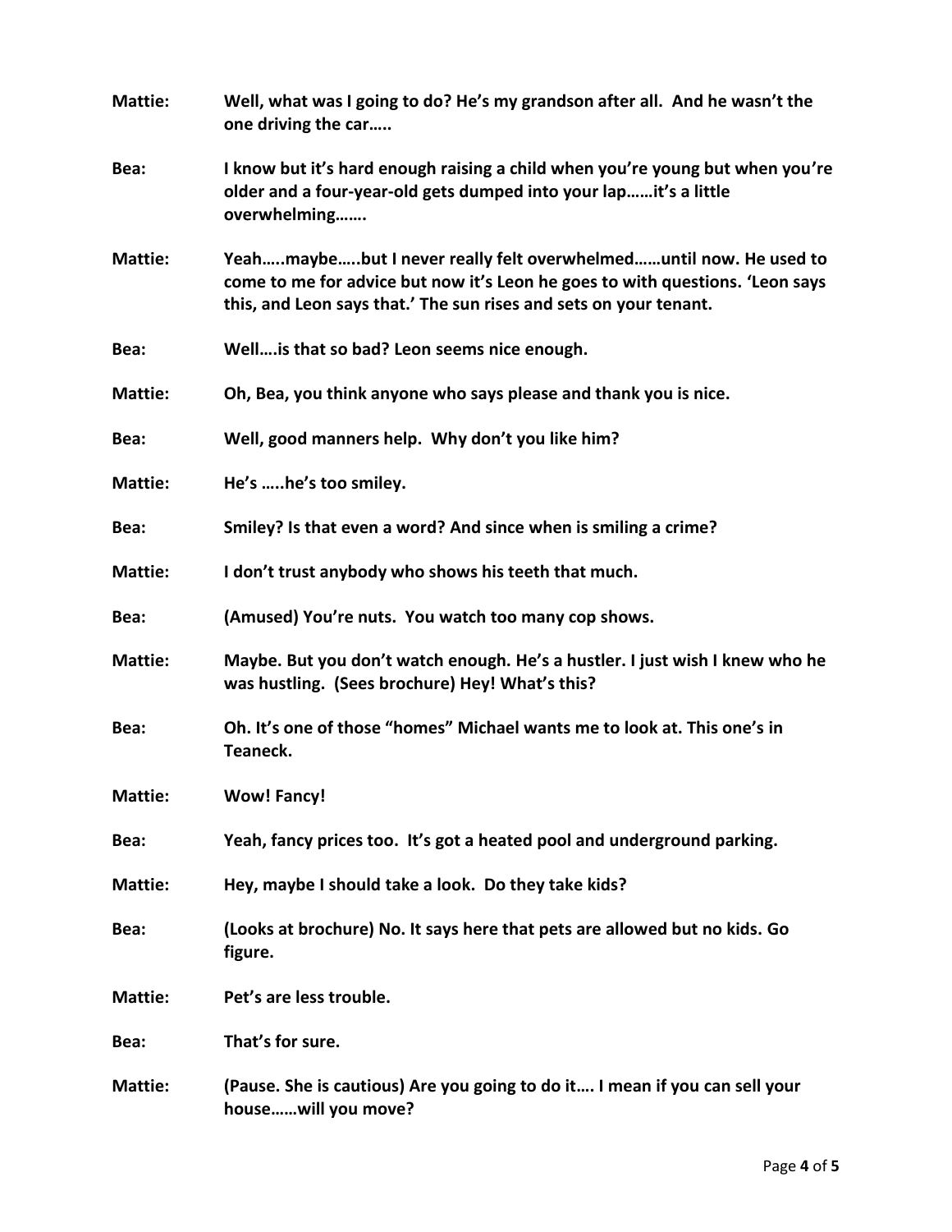**Mattie:** **Well, what was I going to do? He's my grandson after all. And he wasn't the one driving the car…..**

**Bea:** **I know but it's hard enough raising a child when you're young but when you're older and a four-year-old gets dumped into your lap……it's a little overwhelming…….**

**Mattie:** **Yeah…..maybe…..but I never really felt overwhelmed……until now. He used to come to me for advice but now it's Leon he goes to with questions. 'Leon says this, and Leon says that.' The sun rises and sets on your tenant.**

**Bea:** **Well….is that so bad? Leon seems nice enough.**

**Mattie:** **Oh, Bea, you think anyone who says please and thank you is nice.**

**Bea:** **Well, good manners help. Why don't you like him?**

**Mattie:** **He's …..he's too smiley.**

**Bea:** **Smiley? Is that even a word? And since when is smiling a crime?**

**Mattie:** **I don't trust anybody who shows his teeth that much.**

**Bea:** **(Amused) You're nuts. You watch too many cop shows.**

**Mattie:** **Maybe. But you don't watch enough. He's a hustler. I just wish I knew who he was hustling. (Sees brochure) Hey! What's this?**

**Bea:** **Oh. It's one of those "homes" Michael wants me to look at. This one's in Teaneck.**

**Mattie:** **Wow! Fancy!**

**Bea:** **Yeah, fancy prices too. It's got a heated pool and underground parking.**

**Mattie:** **Hey, maybe I should take a look. Do they take kids?**

**Bea:** **(Looks at brochure) No. It says here that pets are allowed but no kids. Go figure.**

**Mattie:** **Pet's are less trouble.**

**Bea:** **That's for sure.**

**Mattie:** **(Pause. She is cautious) Are you going to do it…. I mean if you can sell your house……will you move?**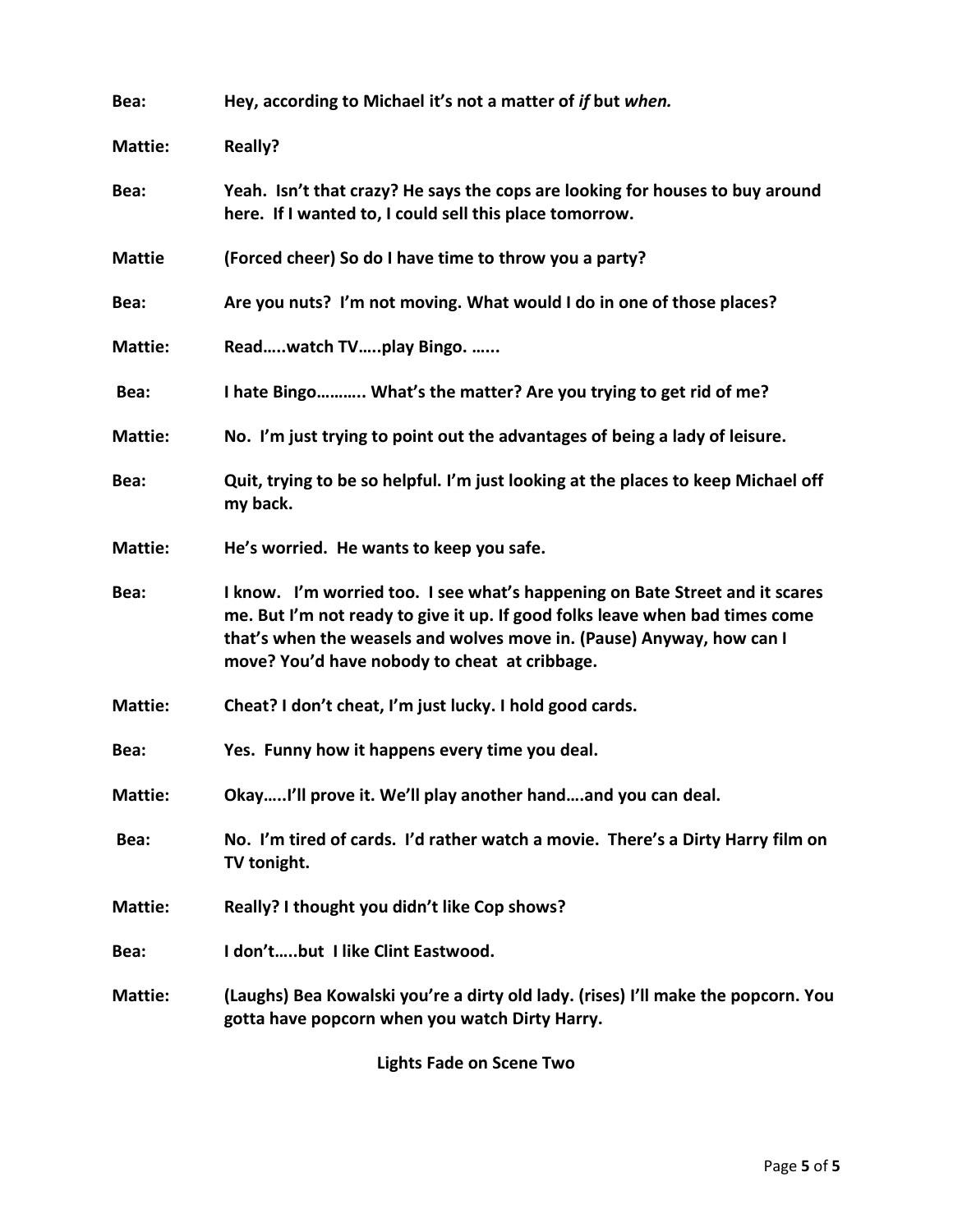**Bea:** **Hey, according to Michael it's not a matter of *if* but *when.***

**Mattie:** **Really?**

**Bea:** **Yeah. Isn't that crazy? He says the cops are looking for houses to buy around here. If I wanted to, I could sell this place tomorrow.**

**Mattie** **(Forced cheer) So do I have time to throw you a party?**

**Bea:** **Are you nuts? I'm not moving. What would I do in one of those places?**

**Mattie:** **Read…..watch TV…..play Bingo. …...**

**Bea:** **I hate Bingo………. What's the matter? Are you trying to get rid of me?**

**Mattie:** **No. I'm just trying to point out the advantages of being a lady of leisure.**

**Bea:** **Quit, trying to be so helpful. I'm just looking at the places to keep Michael off my back.**

**Mattie:** **He's worried. He wants to keep you safe.**

**Bea:** **I know. I'm worried too. I see what's happening on Bate Street and it scares me. But I'm not ready to give it up. If good folks leave when bad times come that's when the weasels and wolves move in. (Pause) Anyway, how can I move? You'd have nobody to cheat at cribbage.**

**Mattie:** **Cheat? I don't cheat, I'm just lucky. I hold good cards.**

**Bea:** **Yes. Funny how it happens every time you deal.**

**Mattie:** **Okay…..I'll prove it. We'll play another hand….and you can deal.**

**Bea:** **No. I'm tired of cards. I'd rather watch a movie. There's a Dirty Harry film on TV tonight.**

**Mattie:** **Really? I thought you didn't like Cop shows?**

**Bea:** **I don't…..but I like Clint Eastwood.**

**Mattie:** **(Laughs) Bea Kowalski you're a dirty old lady. (rises) I'll make the popcorn. You gotta have popcorn when you watch Dirty Harry.**

**Lights Fade on Scene Two**